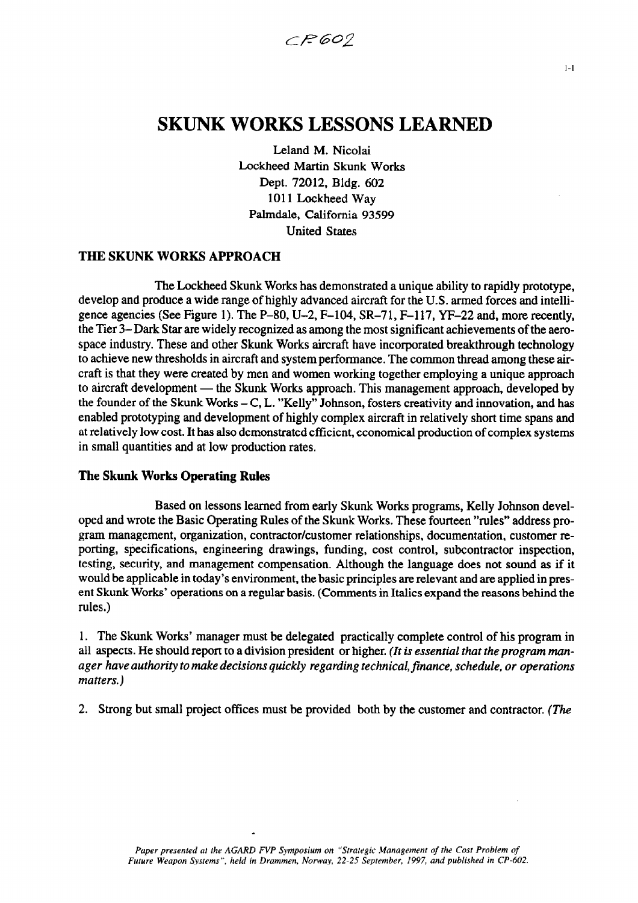# SKUNK WORKS LESSONS LEARNED

Leland M. Nicolai
Lockheed Martin Skunk Works
Dept. 72012, Bldg. 602
1011 Lockheed Way
Palmdale, California 93599
United States

## THE SKUNK WORKS APPROACH

The Lockheed Skunk Works has demonstrated a unique ability to rapidly prototype, develop and produce a wide range of highly advanced aircraft for the U.S. armed forces and intelligence agencies (See Figure 1). The P–80, U–2, F–104, SR–71, F–117, YF–22 and, more recently, the Tier 3– Dark Star are widely recognized as among the most significant achievements of the aerospace industry. These and other Skunk Works aircraft have incorporated breakthrough technology to achieve new thresholds in aircraft and system performance. The common thread among these aircraft is that they were created by men and women working together employing a unique approach to aircraft development — the Skunk Works approach. This management approach, developed by the founder of the Skunk Works – C, L. "Kelly" Johnson, fosters creativity and innovation, and has enabled prototyping and development of highly complex aircraft in relatively short time spans and at relatively low cost. It has also demonstrated efficient, economical production of complex systems in small quantities and at low production rates.

### The Skunk Works Operating Rules

Based on lessons learned from early Skunk Works programs, Kelly Johnson developed and wrote the Basic Operating Rules of the Skunk Works. These fourteen "rules" address program management, organization, contractor/customer relationships, documentation, customer reporting, specifications, engineering drawings, funding, cost control, subcontractor inspection, testing, security, and management compensation. Although the language does not sound as if it would be applicable in today's environment, the basic principles are relevant and are applied in present Skunk Works' operations on a regular basis. (Comments in Italics expand the reasons behind the rules.)

1. The Skunk Works' manager must be delegated practically complete control of his program in all aspects. He should report to a division president or higher. *(It is essential that the program manager have authority to make decisions quickly regarding technical, finance, schedule, or operations matters.)*

2. Strong but small project offices must be provided both by the customer and contractor. *(The*

*Paper presented at the AGARD FVP Symposium on "Strategic Management of the Cost Problem of Future Weapon Systems", held in Drammen, Norway, 22-25 September, 1997, and published in CP-602.*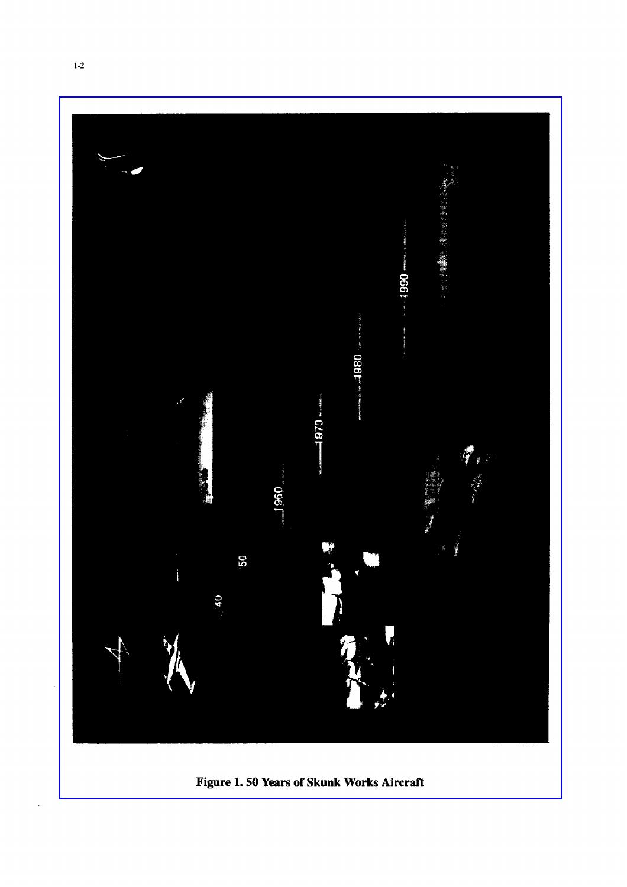Figure 1. 50 Years of Skunk Works Aircraft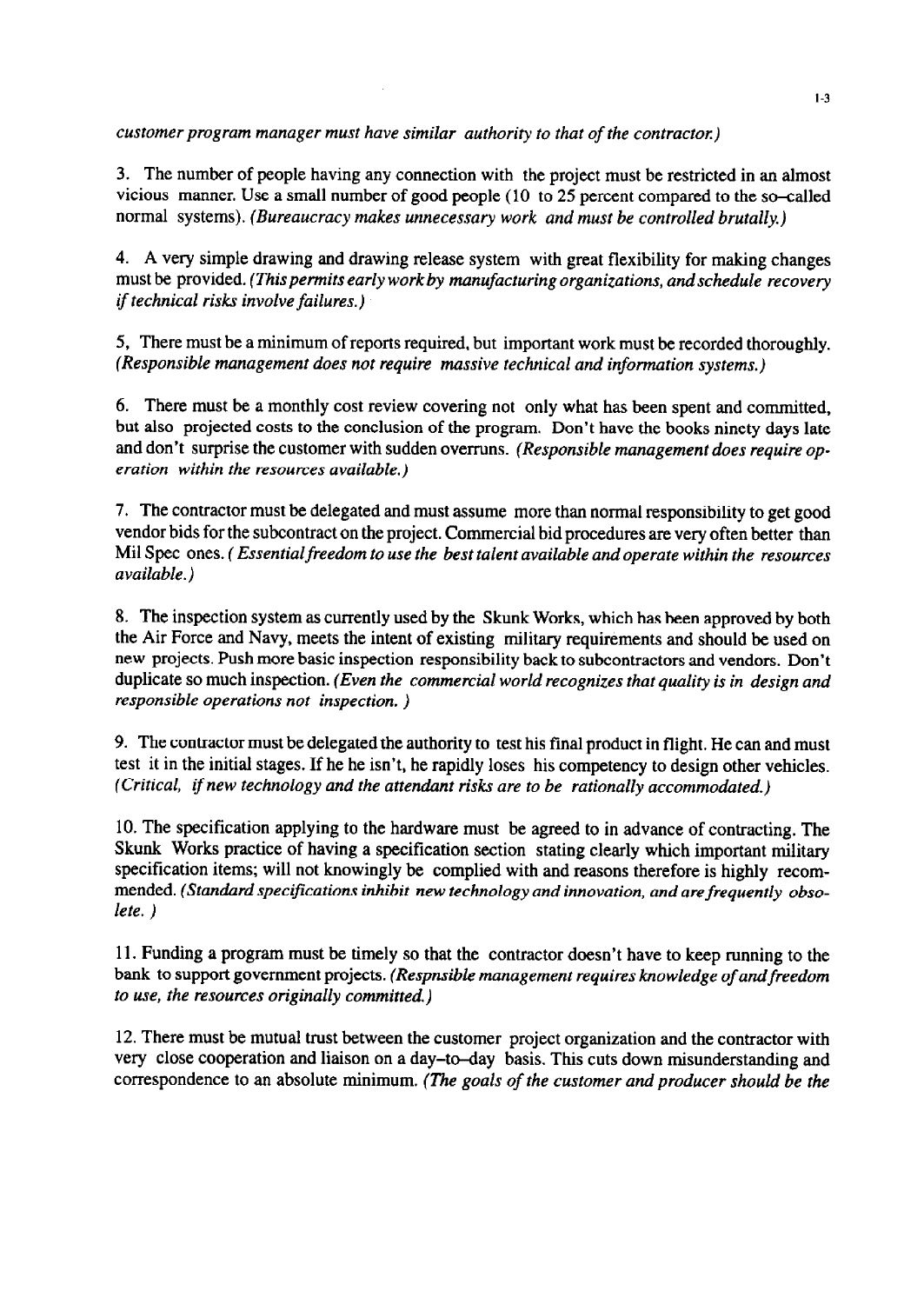*customer program manager must have similar authority to that of the contractor.)*

3. The number of people having any connection with the project must be restricted in an almost vicious manner. Use a small number of good people (10 to 25 percent compared to the so–called normal systems). *(Bureaucracy makes unnecessary work and must be controlled brutally.)*

4. A very simple drawing and drawing release system with great flexibility for making changes must be provided. *(This permits early work by manufacturing organizations, and schedule recovery if technical risks involve failures.)*

5, There must be a minimum of reports required, but important work must be recorded thoroughly. *(Responsible management does not require massive technical and information systems.)*

6. There must be a monthly cost review covering not only what has been spent and committed, but also projected costs to the conclusion of the program. Don't have the books ninety days late and don't surprise the customer with sudden overruns. *(Responsible management does require operation within the resources available.)*

7. The contractor must be delegated and must assume more than normal responsibility to get good vendor bids for the subcontract on the project. Commercial bid procedures are very often better than Mil Spec ones. *( Essential freedom to use the best talent available and operate within the resources available.)*

8. The inspection system as currently used by the Skunk Works, which has been approved by both the Air Force and Navy, meets the intent of existing military requirements and should be used on new projects. Push more basic inspection responsibility back to subcontractors and vendors. Don't duplicate so much inspection. *(Even the commercial world recognizes that quality is in design and responsible operations not inspection. )*

9. The contractor must be delegated the authority to test his final product in flight. He can and must test it in the initial stages. If he he isn't, he rapidly loses his competency to design other vehicles. *(Critical, if new technology and the attendant risks are to be rationally accommodated.)*

10. The specification applying to the hardware must be agreed to in advance of contracting. The Skunk Works practice of having a specification section stating clearly which important military specification items; will not knowingly be complied with and reasons therefore is highly recommended. *(Standard specifications inhibit new technology and innovation, and are frequently obsolete. )*

11. Funding a program must be timely so that the contractor doesn't have to keep running to the bank to support government projects. *(Respnsible management requires knowledge of and freedom to use, the resources originally committed.)*

12. There must be mutual trust between the customer project organization and the contractor with very close cooperation and liaison on a day–to–day basis. This cuts down misunderstanding and correspondence to an absolute minimum. *(The goals of the customer and producer should be the*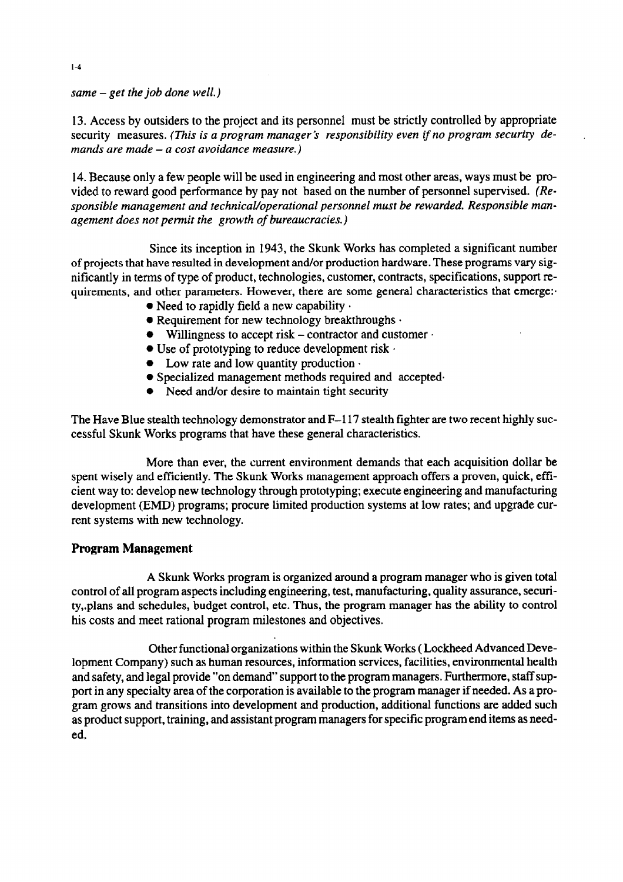*same – get the job done well.)*

13. Access by outsiders to the project and its personnel must be strictly controlled by appropriate security measures. *(This is a program manager's responsibility even if no program security demands are made – a cost avoidance measure.)*

14. Because only a few people will be used in engineering and most other areas, ways must be provided to reward good performance by pay not based on the number of personnel supervised. *(Responsible management and technical/operational personnel must be rewarded. Responsible management does not permit the growth of bureaucracies.)*

Since its inception in 1943, the Skunk Works has completed a significant number of projects that have resulted in development and/or production hardware. These programs vary significantly in terms of type of product, technologies, customer, contracts, specifications, support requirements, and other parameters. However, there are some general characteristics that emerge:

- Need to rapidly field a new capability
- Requirement for new technology breakthroughs
- Willingness to accept risk – contractor and customer
- Use of prototyping to reduce development risk
- Low rate and low quantity production
- Specialized management methods required and accepted
- Need and/or desire to maintain tight security

The Have Blue stealth technology demonstrator and F–117 stealth fighter are two recent highly successful Skunk Works programs that have these general characteristics.

More than ever, the current environment demands that each acquisition dollar be spent wisely and efficiently. The Skunk Works management approach offers a proven, quick, efficient way to: develop new technology through prototyping; execute engineering and manufacturing development (EMD) programs; procure limited production systems at low rates; and upgrade current systems with new technology.

## Program Management

A Skunk Works program is organized around a program manager who is given total control of all program aspects including engineering, test, manufacturing, quality assurance, security, plans and schedules, budget control, etc. Thus, the program manager has the ability to control his costs and meet rational program milestones and objectives.

Other functional organizations within the Skunk Works ( Lockheed Advanced Development Company) such as human resources, information services, facilities, environmental health and safety, and legal provide "on demand" support to the program managers. Furthermore, staff support in any specialty area of the corporation is available to the program manager if needed. As a program grows and transitions into development and production, additional functions are added such as product support, training, and assistant program managers for specific program end items as needed.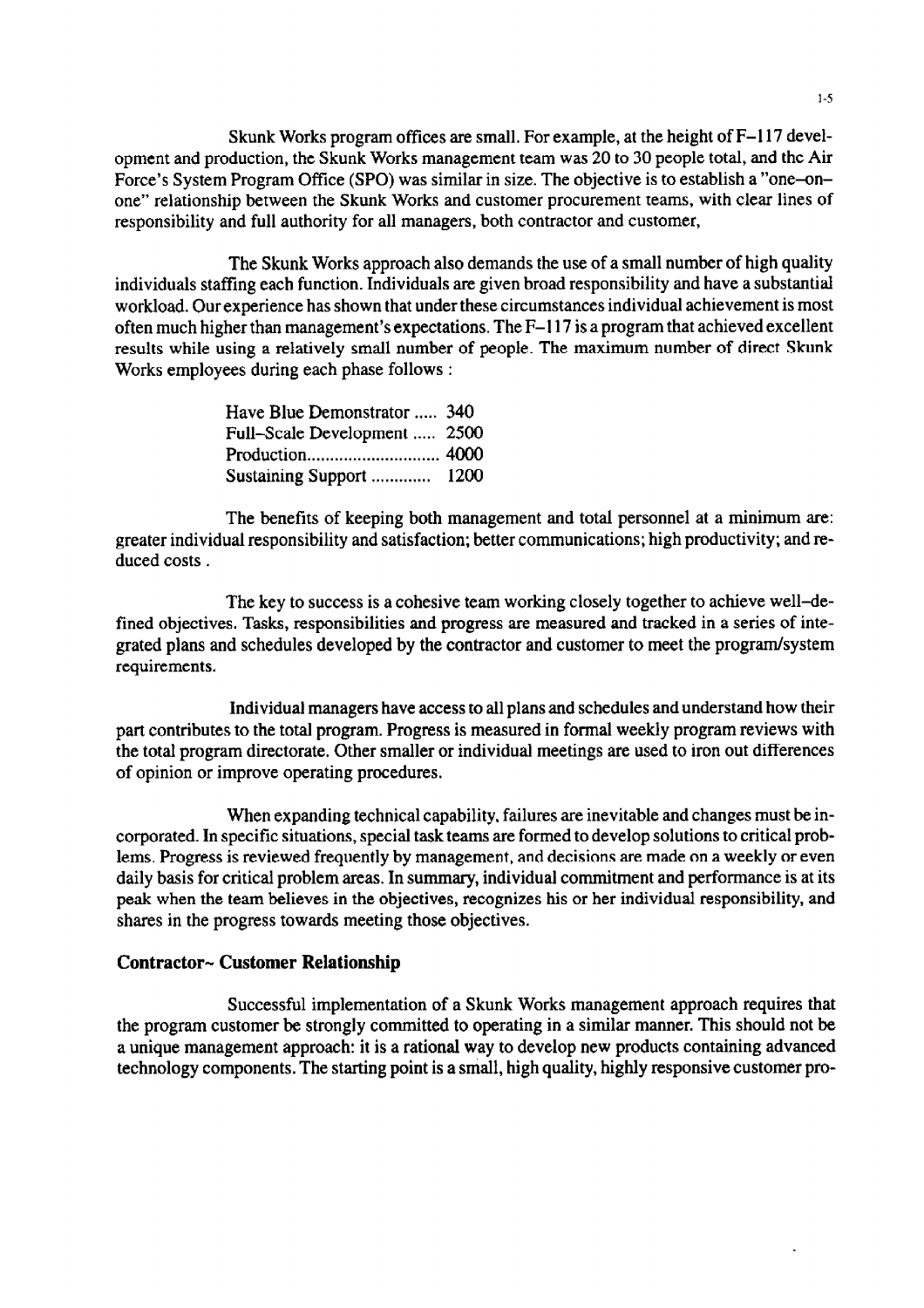Skunk Works program offices are small. For example, at the height of F–117 development and production, the Skunk Works management team was 20 to 30 people total, and the Air Force's System Program Office (SPO) was similar in size. The objective is to establish a "one–on–one" relationship between the Skunk Works and customer procurement teams, with clear lines of responsibility and full authority for all managers, both contractor and customer,

The Skunk Works approach also demands the use of a small number of high quality individuals staffing each function. Individuals are given broad responsibility and have a substantial workload. Our experience has shown that under these circumstances individual achievement is most often much higher than management's expectations. The F–117 is a program that achieved excellent results while using a relatively small number of people. The maximum number of direct Skunk Works employees during each phase follows :

Have Blue Demonstrator ..... 340
Full–Scale Development ..... 2500
Production............................ 4000
Sustaining Support ............. 1200

The benefits of keeping both management and total personnel at a minimum are: greater individual responsibility and satisfaction; better communications; high productivity; and reduced costs .

The key to success is a cohesive team working closely together to achieve well–defined objectives. Tasks, responsibilities and progress are measured and tracked in a series of integrated plans and schedules developed by the contractor and customer to meet the program/system requirements.

Individual managers have access to all plans and schedules and understand how their part contributes to the total program. Progress is measured in formal weekly program reviews with the total program directorate. Other smaller or individual meetings are used to iron out differences of opinion or improve operating procedures.

When expanding technical capability, failures are inevitable and changes must be incorporated. In specific situations, special task teams are formed to develop solutions to critical problems. Progress is reviewed frequently by management, and decisions are made on a weekly or even daily basis for critical problem areas. In summary, individual commitment and performance is at its peak when the team believes in the objectives, recognizes his or her individual responsibility, and shares in the progress towards meeting those objectives.

### Contractor~ Customer Relationship

Successful implementation of a Skunk Works management approach requires that the program customer be strongly committed to operating in a similar manner. This should not be a unique management approach: it is a rational way to develop new products containing advanced technology components. The starting point is a small, high quality, highly responsive customer pro-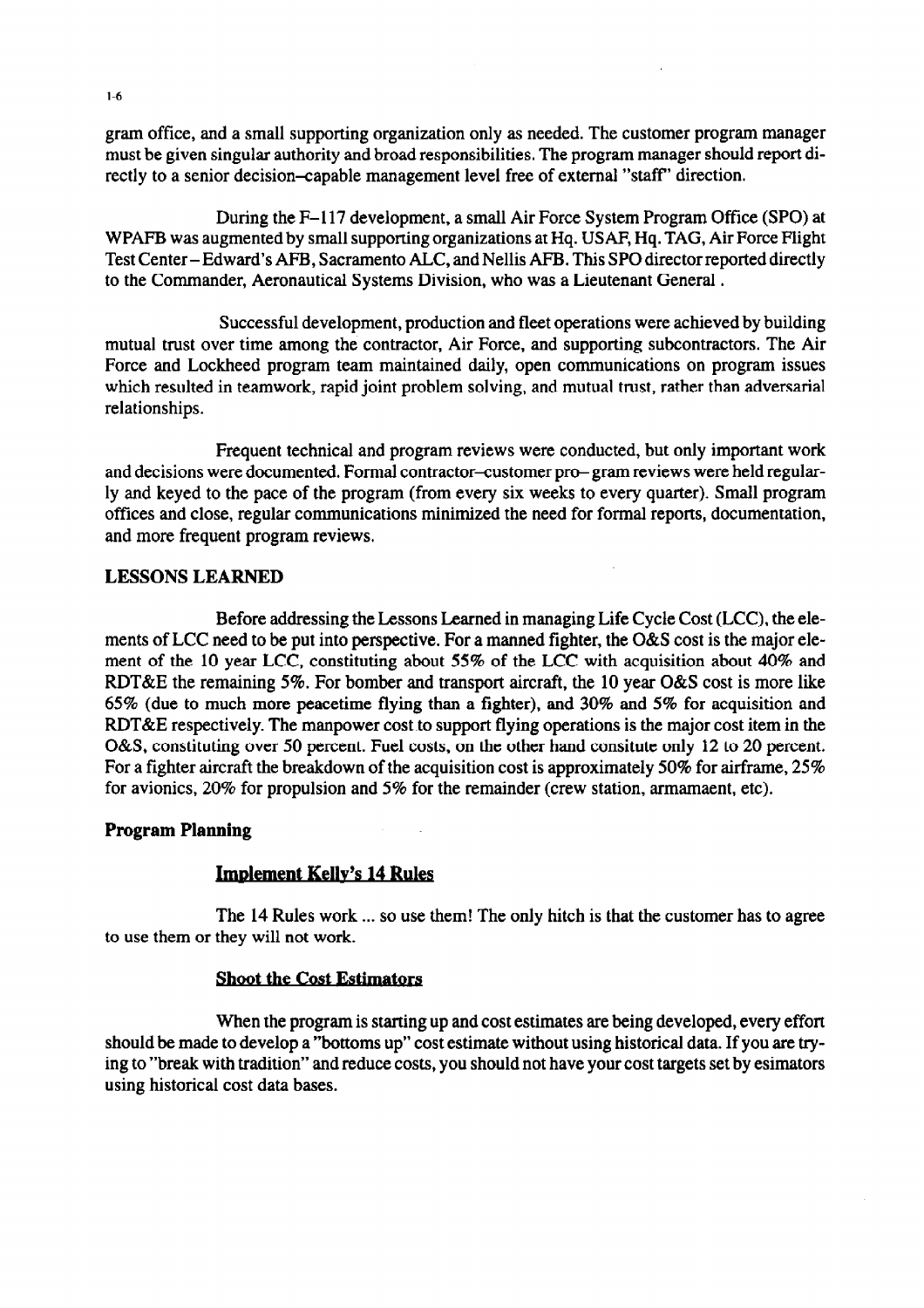gram office, and a small supporting organization only as needed. The customer program manager must be given singular authority and broad responsibilities. The program manager should report directly to a senior decision–capable management level free of external "staff" direction.

During the F–117 development, a small Air Force System Program Office (SPO) at WPAFB was augmented by small supporting organizations at Hq. USAF, Hq. TAG, Air Force Flight Test Center – Edward's AFB, Sacramento ALC, and Nellis AFB. This SPO director reported directly to the Commander, Aeronautical Systems Division, who was a Lieutenant General .

Successful development, production and fleet operations were achieved by building mutual trust over time among the contractor, Air Force, and supporting subcontractors. The Air Force and Lockheed program team maintained daily, open communications on program issues which resulted in teamwork, rapid joint problem solving, and mutual trust, rather than adversarial relationships.

Frequent technical and program reviews were conducted, but only important work and decisions were documented. Formal contractor–customer pro– gram reviews were held regularly and keyed to the pace of the program (from every six weeks to every quarter). Small program offices and close, regular communications minimized the need for formal reports, documentation, and more frequent program reviews.

## LESSONS LEARNED

Before addressing the Lessons Learned in managing Life Cycle Cost (LCC), the elements of LCC need to be put into perspective. For a manned fighter, the O&S cost is the major element of the 10 year LCC, constituting about 55% of the LCC with acquisition about 40% and RDT&E the remaining 5%. For bomber and transport aircraft, the 10 year O&S cost is more like 65% (due to much more peacetime flying than a fighter), and 30% and 5% for acquisition and RDT&E respectively. The manpower cost to support flying operations is the major cost item in the O&S, constituting over 50 percent. Fuel costs, on the other hand consitute only 12 to 20 percent. For a fighter aircraft the breakdown of the acquisition cost is approximately 50% for airframe, 25% for avionics, 20% for propulsion and 5% for the remainder (crew station, armamaent, etc).

### Program Planning

#### Implement Kelly's 14 Rules

The 14 Rules work ... so use them! The only hitch is that the customer has to agree to use them or they will not work.

#### Shoot the Cost Estimators

When the program is starting up and cost estimates are being developed, every effort should be made to develop a "bottoms up" cost estimate without using historical data. If you are trying to "break with tradition" and reduce costs, you should not have your cost targets set by esimators using historical cost data bases.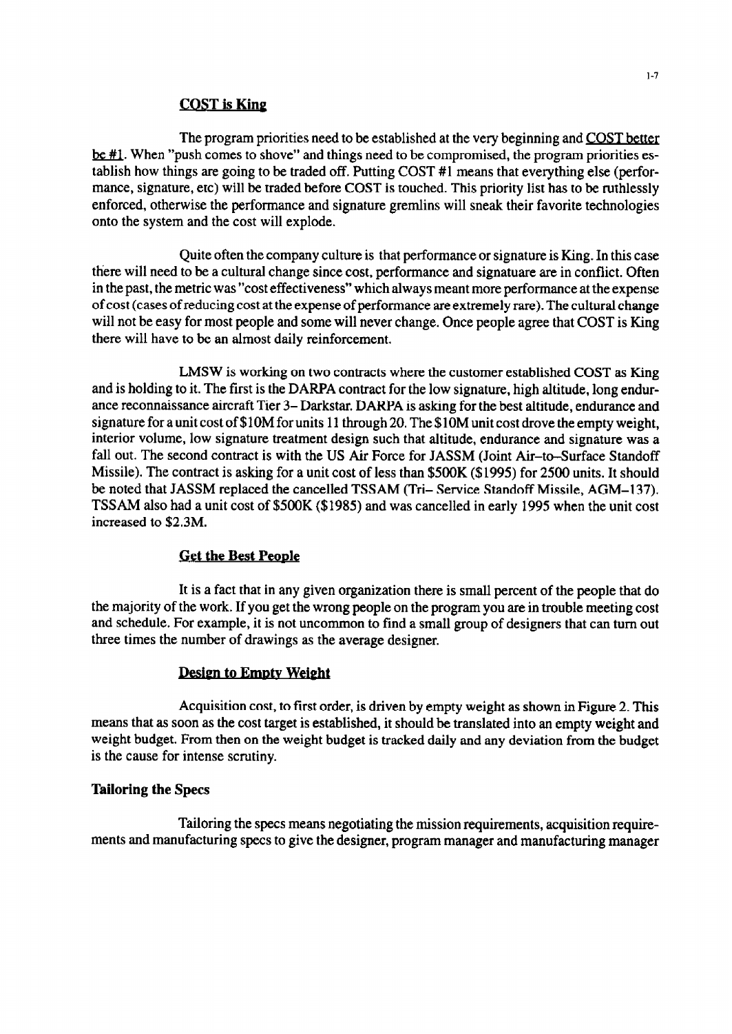## COST is King

The program priorities need to be established at the very beginning and COST better be #1. When "push comes to shove" and things need to be compromised, the program priorities establish how things are going to be traded off. Putting COST #1 means that everything else (performance, signature, etc) will be traded before COST is touched. This priority list has to be ruthlessly enforced, otherwise the performance and signature gremlins will sneak their favorite technologies onto the system and the cost will explode.

Quite often the company culture is that performance or signature is King. In this case there will need to be a cultural change since cost, performance and signatuare are in conflict. Often in the past, the metric was "cost effectiveness" which always meant more performance at the expense of cost (cases of reducing cost at the expense of performance are extremely rare). The cultural change will not be easy for most people and some will never change. Once people agree that COST is King there will have to be an almost daily reinforcement.

LMSW is working on two contracts where the customer established COST as King and is holding to it. The first is the DARPA contract for the low signature, high altitude, long endurance reconnaissance aircraft Tier 3– Darkstar. DARPA is asking for the best altitude, endurance and signature for a unit cost of $10M for units 11 through 20. The $10M unit cost drove the empty weight, interior volume, low signature treatment design such that altitude, endurance and signature was a fall out. The second contract is with the US Air Force for JASSM (Joint Air–to–Surface Standoff Missile). The contract is asking for a unit cost of less than $500K ($1995) for 2500 units. It should be noted that JASSM replaced the cancelled TSSAM (Tri– Service Standoff Missile, AGM–137). TSSAM also had a unit cost of $500K ($1985) and was cancelled in early 1995 when the unit cost increased to $2.3M.

## Get the Best People

It is a fact that in any given organization there is small percent of the people that do the majority of the work. If you get the wrong people on the program you are in trouble meeting cost and schedule. For example, it is not uncommon to find a small group of designers that can turn out three times the number of drawings as the average designer.

## Design to Empty Weight

Acquisition cost, to first order, is driven by empty weight as shown in Figure 2. This means that as soon as the cost target is established, it should be translated into an empty weight and weight budget. From then on the weight budget is tracked daily and any deviation from the budget is the cause for intense scrutiny.

## Tailoring the Specs

Tailoring the specs means negotiating the mission requirements, acquisition requirements and manufacturing specs to give the designer, program manager and manufacturing manager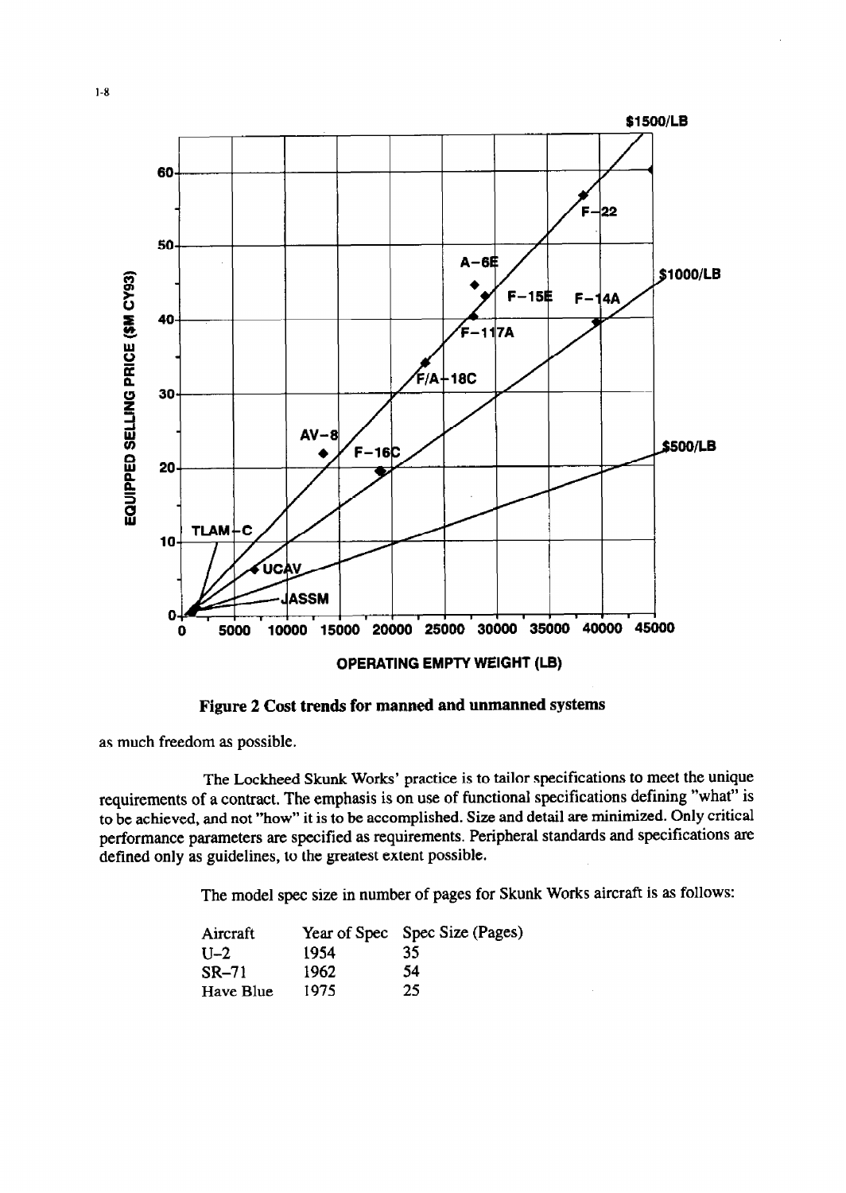**Figure 2 Cost trends for manned and unmanned systems**

as much freedom as possible.

The Lockheed Skunk Works' practice is to tailor specifications to meet the unique requirements of a contract. The emphasis is on use of functional specifications defining "what" is to be achieved, and not "how" it is to be accomplished. Size and detail are minimized. Only critical performance parameters are specified as requirements. Peripheral standards and specifications are defined only as guidelines, to the greatest extent possible.

The model spec size in number of pages for Skunk Works aircraft is as follows:

| Aircraft | Year of Spec | Spec Size (Pages) |
|---|---|---|
| U–2 | 1954 | 35 |
| SR–71 | 1962 | 54 |
| Have Blue | 1975 | 25 |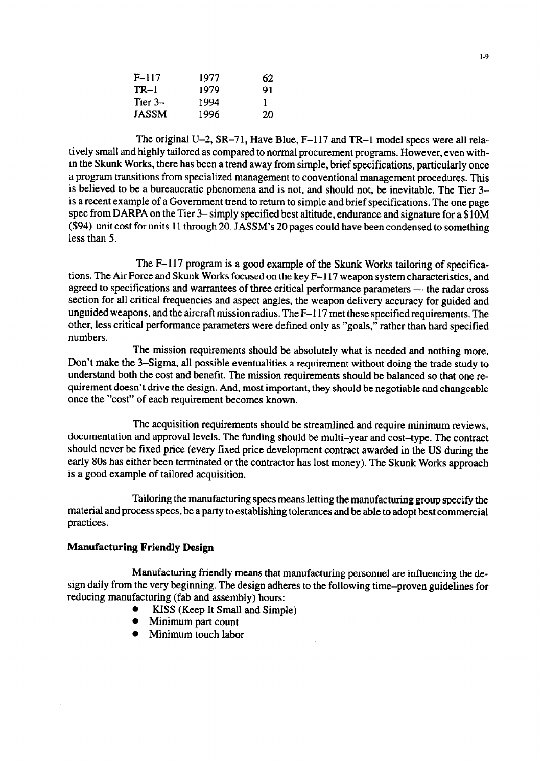| F–117 | 1977 | 62 |
|---|---|---|
| TR–1 | 1979 | 91 |
| Tier 3– | 1994 | 1 |
| JASSM | 1996 | 20 |

The original U–2, SR–71, Have Blue, F–117 and TR–1 model specs were all relatively small and highly tailored as compared to normal procurement programs. However, even within the Skunk Works, there has been a trend away from simple, brief specifications, particularly once a program transitions from specialized management to conventional management procedures. This is believed to be a bureaucratic phenomena and is not, and should not, be inevitable. The Tier 3– is a recent example of a Government trend to return to simple and brief specifications. The one page spec from DARPA on the Tier 3– simply specified best altitude, endurance and signature for a $10M ($94) unit cost for units 11 through 20. JASSM's 20 pages could have been condensed to something less than 5.

The F–117 program is a good example of the Skunk Works tailoring of specifications. The Air Force and Skunk Works focused on the key F–117 weapon system characteristics, and agreed to specifications and warrantees of three critical performance parameters — the radar cross section for all critical frequencies and aspect angles, the weapon delivery accuracy for guided and unguided weapons, and the aircraft mission radius. The F–117 met these specified requirements. The other, less critical performance parameters were defined only as "goals," rather than hard specified numbers.

The mission requirements should be absolutely what is needed and nothing more. Don't make the 3–Sigma, all possible eventualities a requirement without doing the trade study to understand both the cost and benefit. The mission requirements should be balanced so that one requirement doesn't drive the design. And, most important, they should be negotiable and changeable once the "cost" of each requirement becomes known.

The acquisition requirements should be streamlined and require minimum reviews, documentation and approval levels. The funding should be multi–year and cost–type. The contract should never be fixed price (every fixed price development contract awarded in the US during the early 80s has either been terminated or the contractor has lost money). The Skunk Works approach is a good example of tailored acquisition.

Tailoring the manufacturing specs means letting the manufacturing group specify the material and process specs, be a party to establishing tolerances and be able to adopt best commercial practices.

**Manufacturing Friendly Design**

Manufacturing friendly means that manufacturing personnel are influencing the design daily from the very beginning. The design adheres to the following time–proven guidelines for reducing manufacturing (fab and assembly) hours:

- KISS (Keep It Small and Simple)
- Minimum part count
- Minimum touch labor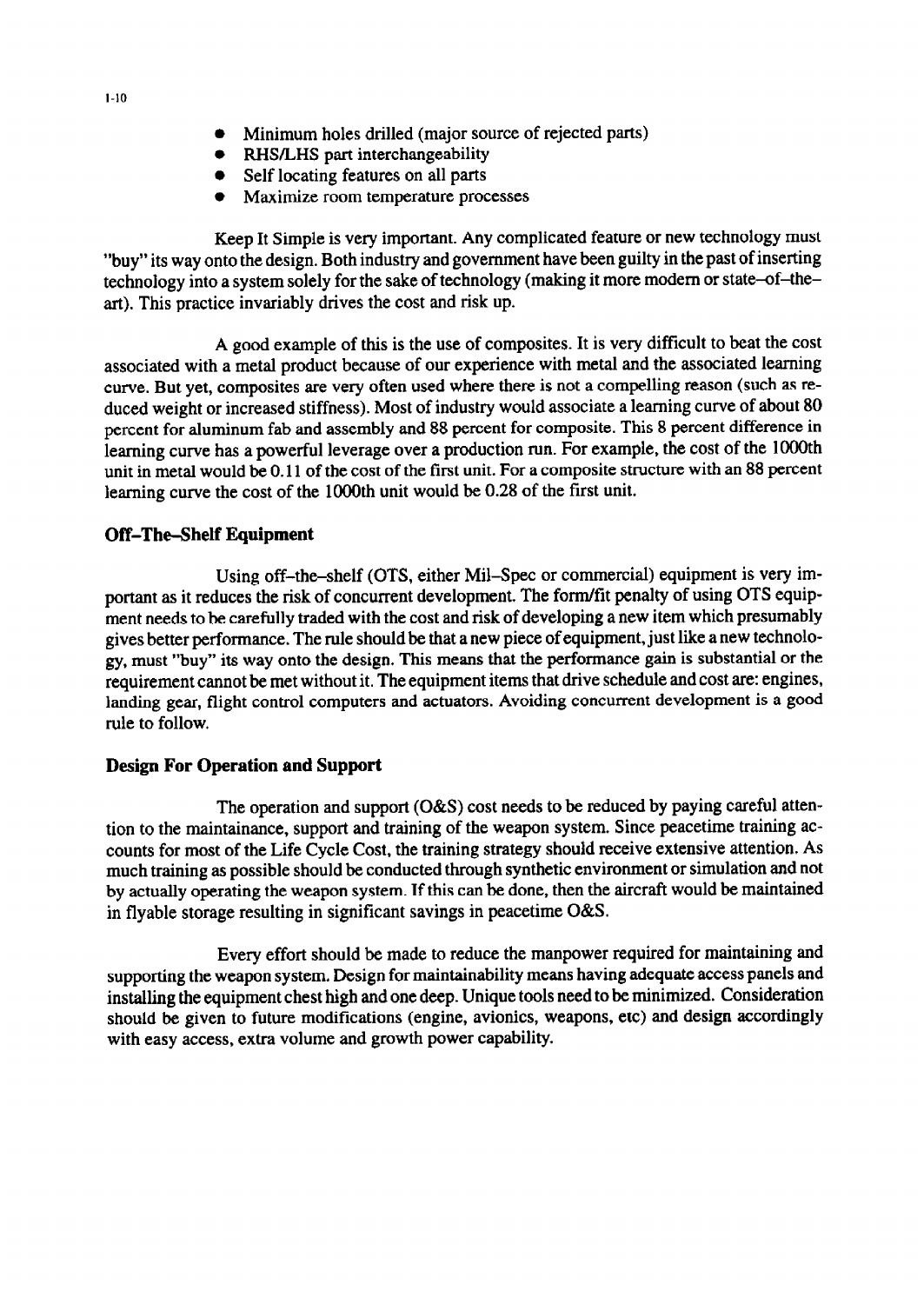- Minimum holes drilled (major source of rejected parts)
- RHS/LHS part interchangeability
- Self locating features on all parts
- Maximize room temperature processes

Keep It Simple is very important. Any complicated feature or new technology must "buy" its way onto the design. Both industry and government have been guilty in the past of inserting technology into a system solely for the sake of technology (making it more modern or state–of–the–art). This practice invariably drives the cost and risk up.

A good example of this is the use of composites. It is very difficult to beat the cost associated with a metal product because of our experience with metal and the associated learning curve. But yet, composites are very often used where there is not a compelling reason (such as reduced weight or increased stiffness). Most of industry would associate a learning curve of about 80 percent for aluminum fab and assembly and 88 percent for composite. This 8 percent difference in learning curve has a powerful leverage over a production run. For example, the cost of the 1000th unit in metal would be 0.11 of the cost of the first unit. For a composite structure with an 88 percent learning curve the cost of the 1000th unit would be 0.28 of the first unit.

### Off–The–Shelf Equipment

Using off–the–shelf (OTS, either Mil–Spec or commercial) equipment is very important as it reduces the risk of concurrent development. The form/fit penalty of using OTS equipment needs to be carefully traded with the cost and risk of developing a new item which presumably gives better performance. The rule should be that a new piece of equipment, just like a new technology, must "buy" its way onto the design. This means that the performance gain is substantial or the requirement cannot be met without it. The equipment items that drive schedule and cost are: engines, landing gear, flight control computers and actuators. Avoiding concurrent development is a good rule to follow.

### Design For Operation and Support

The operation and support (O&S) cost needs to be reduced by paying careful attention to the maintainance, support and training of the weapon system. Since peacetime training accounts for most of the Life Cycle Cost, the training strategy should receive extensive attention. As much training as possible should be conducted through synthetic environment or simulation and not by actually operating the weapon system. If this can be done, then the aircraft would be maintained in flyable storage resulting in significant savings in peacetime O&S.

Every effort should be made to reduce the manpower required for maintaining and supporting the weapon system. Design for maintainability means having adequate access panels and installing the equipment chest high and one deep. Unique tools need to be minimized. Consideration should be given to future modifications (engine, avionics, weapons, etc) and design accordingly with easy access, extra volume and growth power capability.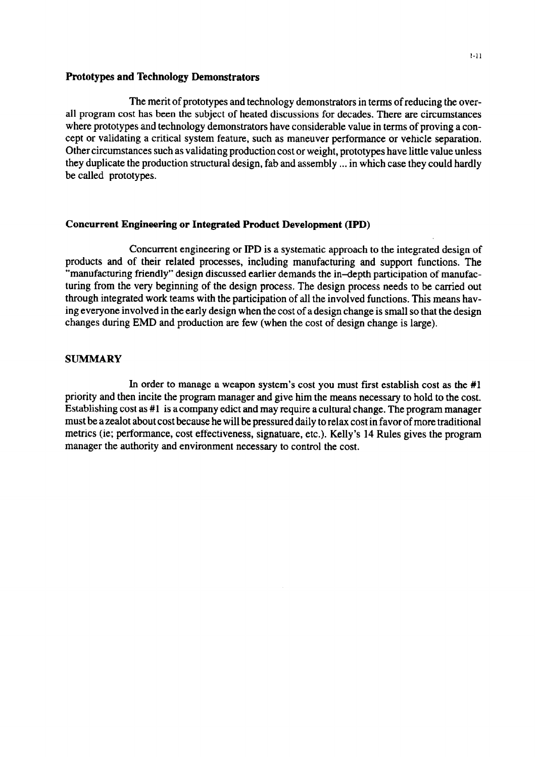## Prototypes and Technology Demonstrators

The merit of prototypes and technology demonstrators in terms of reducing the overall program cost has been the subject of heated discussions for decades. There are circumstances where prototypes and technology demonstrators have considerable value in terms of proving a concept or validating a critical system feature, such as maneuver performance or vehicle separation. Other circumstances such as validating production cost or weight, prototypes have little value unless they duplicate the production structural design, fab and assembly ... in which case they could hardly be called prototypes.

## Concurrent Engineering or Integrated Product Development (IPD)

Concurrent engineering or IPD is a systematic approach to the integrated design of products and of their related processes, including manufacturing and support functions. The "manufacturing friendly" design discussed earlier demands the in–depth participation of manufacturing from the very beginning of the design process. The design process needs to be carried out through integrated work teams with the participation of all the involved functions. This means having everyone involved in the early design when the cost of a design change is small so that the design changes during EMD and production are few (when the cost of design change is large).

## SUMMARY

In order to manage a weapon system's cost you must first establish cost as the #1 priority and then incite the program manager and give him the means necessary to hold to the cost. Establishing cost as #1 is a company edict and may require a cultural change. The program manager must be a zealot about cost because he will be pressured daily to relax cost in favor of more traditional metrics (ie; performance, cost effectiveness, signatuare, etc.). Kelly's 14 Rules gives the program manager the authority and environment necessary to control the cost.